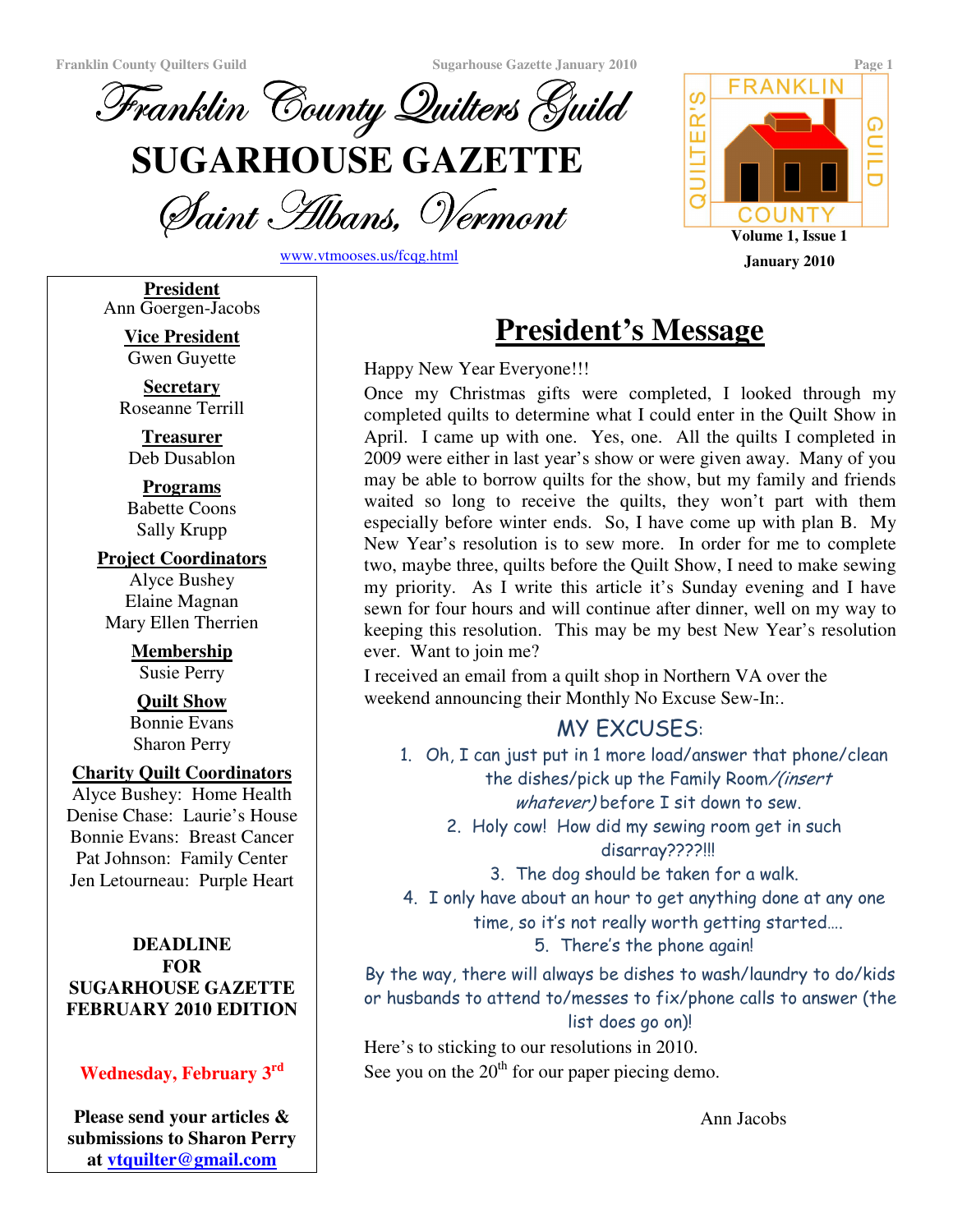# Franklin County Quilters Guild

# SUGARHOUSE GAZETTE

## Saint Albans, Vermont

www.vtmooses.us/fcqg.html

Volume 1, Issue 1

January 2010

**President**
Ann Goergen-Jacobs

**Vice President**
Gwen Guyette

**Secretary**
Roseanne Terrill

**Treasurer**
Deb Dusablon

**Programs**
Babette Coons
Sally Krupp

**Project Coordinators**
Alyce Bushey
Elaine Magnan
Mary Ellen Therrien

**Membership**
Susie Perry

**Quilt Show**
Bonnie Evans
Sharon Perry

**Charity Quilt Coordinators**
Alyce Bushey: Home Health
Denise Chase: Laurie's House
Bonnie Evans: Breast Cancer
Pat Johnson: Family Center
Jen Letourneau: Purple Heart

**DEADLINE FOR SUGARHOUSE GAZETTE FEBRUARY 2010 EDITION**

**Wednesday, February 3rd**

**Please send your articles & submissions to Sharon Perry at vtquilter@gmail.com**

## President's Message

Happy New Year Everyone!!!

Once my Christmas gifts were completed, I looked through my completed quilts to determine what I could enter in the Quilt Show in April. I came up with one. Yes, one. All the quilts I completed in 2009 were either in last year's show or were given away. Many of you may be able to borrow quilts for the show, but my family and friends waited so long to receive the quilts, they won't part with them especially before winter ends. So, I have come up with plan B. My New Year's resolution is to sew more. In order for me to complete two, maybe three, quilts before the Quilt Show, I need to make sewing my priority. As I write this article it's Sunday evening and I have sewn for four hours and will continue after dinner, well on my way to keeping this resolution. This may be my best New Year's resolution ever. Want to join me?

I received an email from a quilt shop in Northern VA over the weekend announcing their Monthly No Excuse Sew-In:.

MY EXCUSES:

1. Oh, I can just put in 1 more load/answer that phone/clean the dishes/pick up the Family Room/*(insert whatever)* before I sit down to sew.
2. Holy cow! How did my sewing room get in such disarray????!!!
3. The dog should be taken for a walk.
4. I only have about an hour to get anything done at any one time, so it's not really worth getting started….
5. There's the phone again!

By the way, there will always be dishes to wash/laundry to do/kids or husbands to attend to/messes to fix/phone calls to answer (the list does go on)!

Here's to sticking to our resolutions in 2010.

See you on the 20th for our paper piecing demo.

Ann Jacobs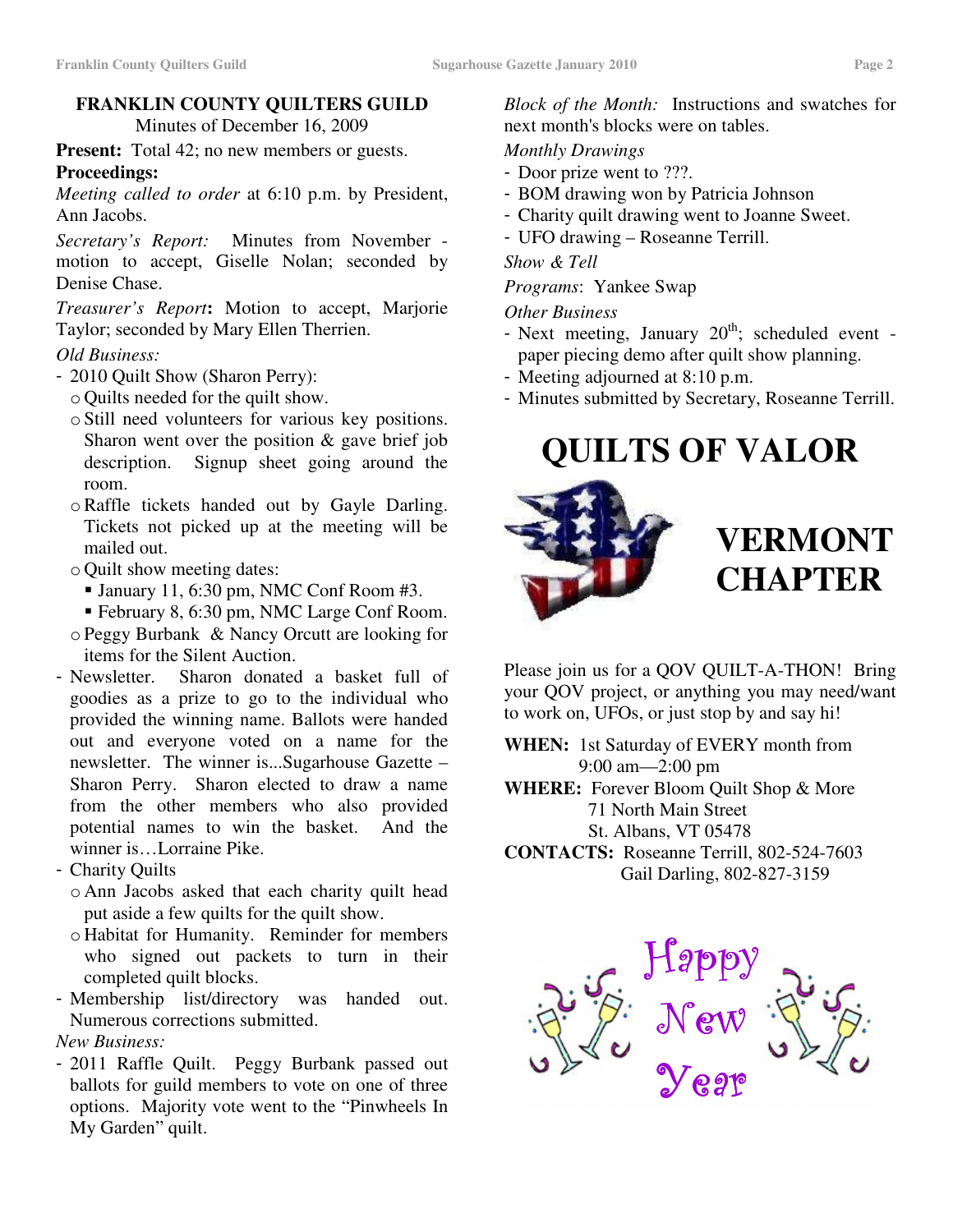## FRANKLIN COUNTY QUILTERS GUILD

Minutes of December 16, 2009

**Present:** Total 42; no new members or guests.

**Proceedings:**

*Meeting called to order* at 6:10 p.m. by President, Ann Jacobs.

*Secretary's Report:* Minutes from November - motion to accept, Giselle Nolan; seconded by Denise Chase.

*Treasurer's Report***:** Motion to accept, Marjorie Taylor; seconded by Mary Ellen Therrien.

*Old Business:*

- 2010 Quilt Show (Sharon Perry):
  - Quilts needed for the quilt show.
  - Still need volunteers for various key positions. Sharon went over the position & gave brief job description. Signup sheet going around the room.
  - Raffle tickets handed out by Gayle Darling. Tickets not picked up at the meeting will be mailed out.
  - Quilt show meeting dates:
    - January 11, 6:30 pm, NMC Conf Room #3.
    - February 8, 6:30 pm, NMC Large Conf Room.
  - Peggy Burbank & Nancy Orcutt are looking for items for the Silent Auction.
- Newsletter. Sharon donated a basket full of goodies as a prize to go to the individual who provided the winning name. Ballots were handed out and everyone voted on a name for the newsletter. The winner is...Sugarhouse Gazette – Sharon Perry. Sharon elected to draw a name from the other members who also provided potential names to win the basket. And the winner is…Lorraine Pike.
- Charity Quilts
  - Ann Jacobs asked that each charity quilt head put aside a few quilts for the quilt show.
  - Habitat for Humanity. Reminder for members who signed out packets to turn in their completed quilt blocks.
- Membership list/directory was handed out. Numerous corrections submitted.

*New Business:*

- 2011 Raffle Quilt. Peggy Burbank passed out ballots for guild members to vote on one of three options. Majority vote went to the "Pinwheels In My Garden" quilt.

*Block of the Month:* Instructions and swatches for next month's blocks were on tables.

*Monthly Drawings*

- Door prize went to ???.
- BOM drawing won by Patricia Johnson
- Charity quilt drawing went to Joanne Sweet.
- UFO drawing – Roseanne Terrill.

*Show & Tell*

*Programs*: Yankee Swap

*Other Business*

- Next meeting, January 20th; scheduled event - paper piecing demo after quilt show planning.
- Meeting adjourned at 8:10 p.m.
- Minutes submitted by Secretary, Roseanne Terrill.

# QUILTS OF VALOR

## VERMONT CHAPTER

Please join us for a QOV QUILT-A-THON! Bring your QOV project, or anything you may need/want to work on, UFOs, or just stop by and say hi!

**WHEN:** 1st Saturday of EVERY month from 9:00 am—2:00 pm

**WHERE:** Forever Bloom Quilt Shop & More
71 North Main Street
St. Albans, VT 05478

**CONTACTS:** Roseanne Terrill, 802-524-7603
Gail Darling, 802-827-3159

Happy New Year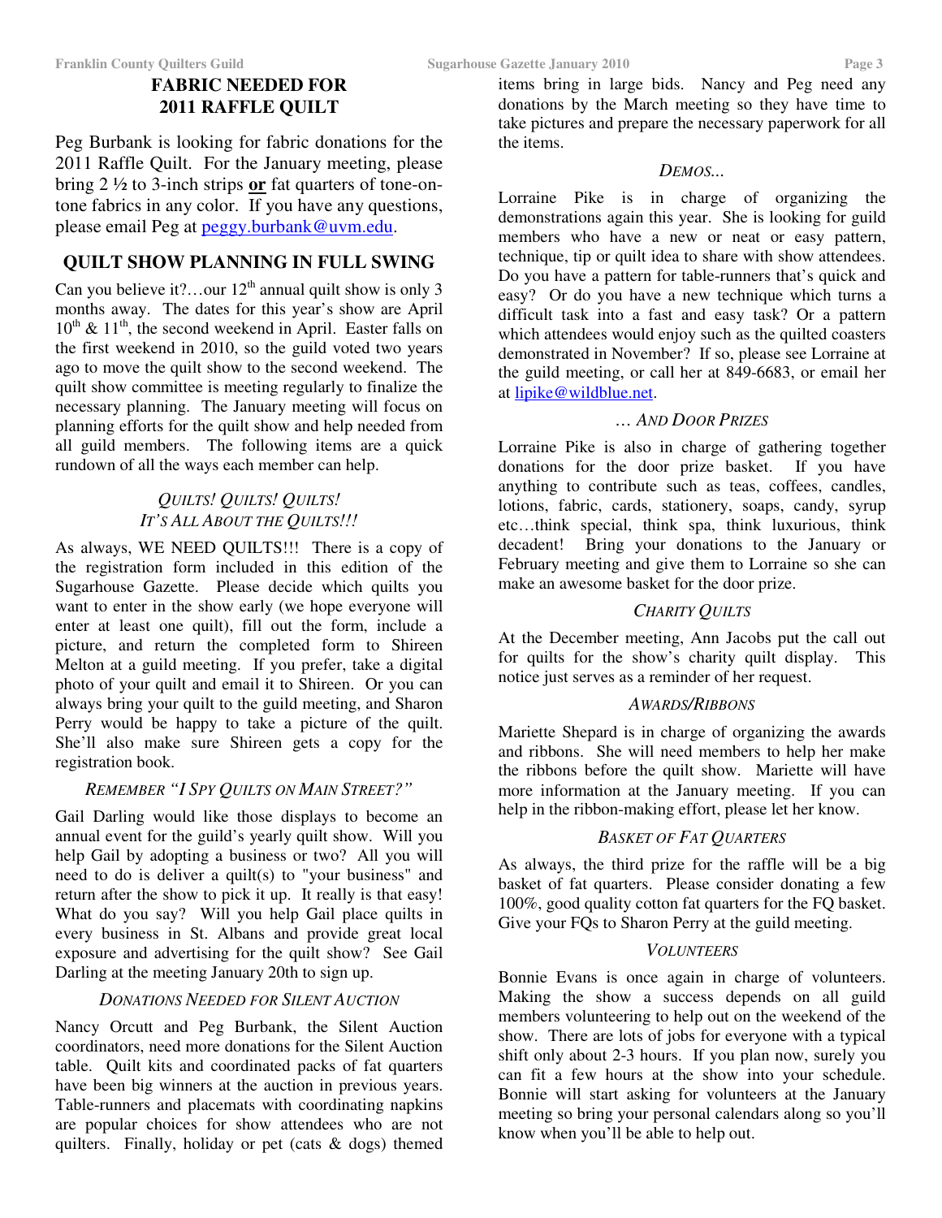## FABRIC NEEDED FOR 2011 RAFFLE QUILT

Peg Burbank is looking for fabric donations for the 2011 Raffle Quilt. For the January meeting, please bring 2 ½ to 3-inch strips **or** fat quarters of tone-on-tone fabrics in any color. If you have any questions, please email Peg at peggy.burbank@uvm.edu.

## QUILT SHOW PLANNING IN FULL SWING

Can you believe it?…our 12th annual quilt show is only 3 months away. The dates for this year's show are April 10th & 11th, the second weekend in April. Easter falls on the first weekend in 2010, so the guild voted two years ago to move the quilt show to the second weekend. The quilt show committee is meeting regularly to finalize the necessary planning. The January meeting will focus on planning efforts for the quilt show and help needed from all guild members. The following items are a quick rundown of all the ways each member can help.

### *QUILTS! QUILTS! QUILTS! IT'S ALL ABOUT THE QUILTS!!!*

As always, WE NEED QUILTS!!! There is a copy of the registration form included in this edition of the Sugarhouse Gazette. Please decide which quilts you want to enter in the show early (we hope everyone will enter at least one quilt), fill out the form, include a picture, and return the completed form to Shireen Melton at a guild meeting. If you prefer, take a digital photo of your quilt and email it to Shireen. Or you can always bring your quilt to the guild meeting, and Sharon Perry would be happy to take a picture of the quilt. She'll also make sure Shireen gets a copy for the registration book.

### *REMEMBER "I SPY QUILTS ON MAIN STREET?"*

Gail Darling would like those displays to become an annual event for the guild's yearly quilt show. Will you help Gail by adopting a business or two? All you will need to do is deliver a quilt(s) to "your business" and return after the show to pick it up. It really is that easy! What do you say? Will you help Gail place quilts in every business in St. Albans and provide great local exposure and advertising for the quilt show? See Gail Darling at the meeting January 20th to sign up.

### *DONATIONS NEEDED FOR SILENT AUCTION*

Nancy Orcutt and Peg Burbank, the Silent Auction coordinators, need more donations for the Silent Auction table. Quilt kits and coordinated packs of fat quarters have been big winners at the auction in previous years. Table-runners and placemats with coordinating napkins are popular choices for show attendees who are not quilters. Finally, holiday or pet (cats & dogs) themed items bring in large bids. Nancy and Peg need any donations by the March meeting so they have time to take pictures and prepare the necessary paperwork for all the items.

### *DEMOS…*

Lorraine Pike is in charge of organizing the demonstrations again this year. She is looking for guild members who have a new or neat or easy pattern, technique, tip or quilt idea to share with show attendees. Do you have a pattern for table-runners that's quick and easy? Or do you have a new technique which turns a difficult task into a fast and easy task? Or a pattern which attendees would enjoy such as the quilted coasters demonstrated in November? If so, please see Lorraine at the guild meeting, or call her at 849-6683, or email her at lipike@wildblue.net.

### *… AND DOOR PRIZES*

Lorraine Pike is also in charge of gathering together donations for the door prize basket. If you have anything to contribute such as teas, coffees, candles, lotions, fabric, cards, stationery, soaps, candy, syrup etc…think special, think spa, think luxurious, think decadent! Bring your donations to the January or February meeting and give them to Lorraine so she can make an awesome basket for the door prize.

### *CHARITY QUILTS*

At the December meeting, Ann Jacobs put the call out for quilts for the show's charity quilt display. This notice just serves as a reminder of her request.

### *AWARDS/RIBBONS*

Mariette Shepard is in charge of organizing the awards and ribbons. She will need members to help her make the ribbons before the quilt show. Mariette will have more information at the January meeting. If you can help in the ribbon-making effort, please let her know.

### *BASKET OF FAT QUARTERS*

As always, the third prize for the raffle will be a big basket of fat quarters. Please consider donating a few 100%, good quality cotton fat quarters for the FQ basket. Give your FQs to Sharon Perry at the guild meeting.

### *VOLUNTEERS*

Bonnie Evans is once again in charge of volunteers. Making the show a success depends on all guild members volunteering to help out on the weekend of the show. There are lots of jobs for everyone with a typical shift only about 2-3 hours. If you plan now, surely you can fit a few hours at the show into your schedule. Bonnie will start asking for volunteers at the January meeting so bring your personal calendars along so you'll know when you'll be able to help out.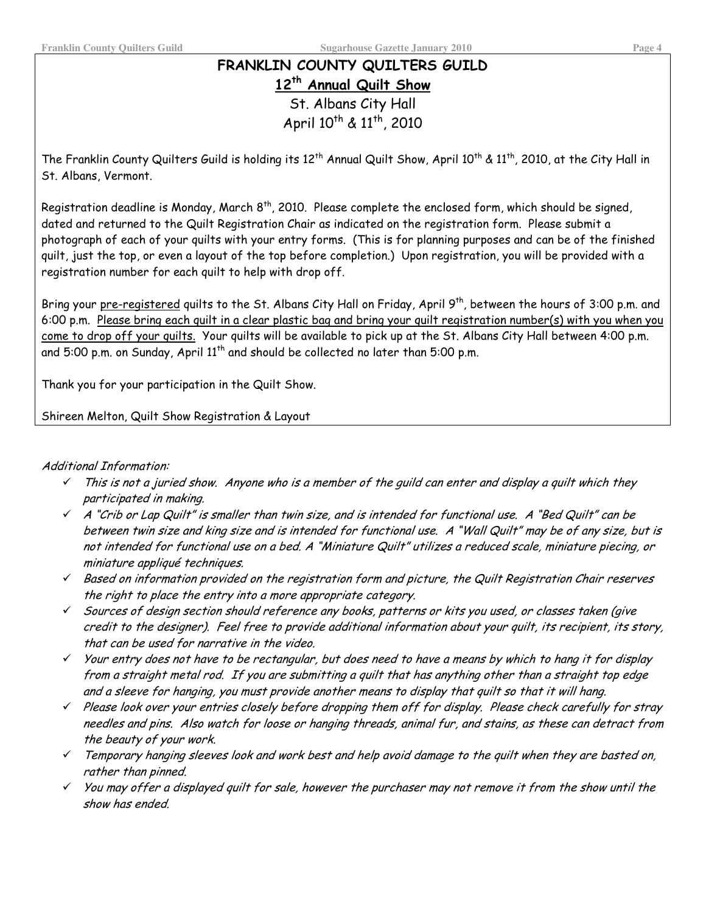# FRANKLIN COUNTY QUILTERS GUILD

## 12th Annual Quilt Show

St. Albans City Hall

April 10th & 11th, 2010

The Franklin County Quilters Guild is holding its 12th Annual Quilt Show, April 10th & 11th, 2010, at the City Hall in St. Albans, Vermont.

Registration deadline is Monday, March 8th, 2010. Please complete the enclosed form, which should be signed, dated and returned to the Quilt Registration Chair as indicated on the registration form. Please submit a photograph of each of your quilts with your entry forms. (This is for planning purposes and can be of the finished quilt, just the top, or even a layout of the top before completion.) Upon registration, you will be provided with a registration number for each quilt to help with drop off.

Bring your pre-registered quilts to the St. Albans City Hall on Friday, April 9th, between the hours of 3:00 p.m. and 6:00 p.m. Please bring each quilt in a clear plastic bag and bring your quilt registration number(s) with you when you come to drop off your quilts. Your quilts will be available to pick up at the St. Albans City Hall between 4:00 p.m. and 5:00 p.m. on Sunday, April 11th and should be collected no later than 5:00 p.m.

Thank you for your participation in the Quilt Show.

Shireen Melton, Quilt Show Registration & Layout

*Additional Information:*

- ✓ *This is not a juried show. Anyone who is a member of the guild can enter and display a quilt which they participated in making.*
- ✓ *A "Crib or Lap Quilt" is smaller than twin size, and is intended for functional use. A "Bed Quilt" can be between twin size and king size and is intended for functional use. A "Wall Quilt" may be of any size, but is not intended for functional use on a bed. A "Miniature Quilt" utilizes a reduced scale, miniature piecing, or miniature appliqué techniques.*
- ✓ *Based on information provided on the registration form and picture, the Quilt Registration Chair reserves the right to place the entry into a more appropriate category.*
- ✓ *Sources of design section should reference any books, patterns or kits you used, or classes taken (give credit to the designer). Feel free to provide additional information about your quilt, its recipient, its story, that can be used for narrative in the video.*
- ✓ *Your entry does not have to be rectangular, but does need to have a means by which to hang it for display from a straight metal rod. If you are submitting a quilt that has anything other than a straight top edge and a sleeve for hanging, you must provide another means to display that quilt so that it will hang.*
- ✓ *Please look over your entries closely before dropping them off for display. Please check carefully for stray needles and pins. Also watch for loose or hanging threads, animal fur, and stains, as these can detract from the beauty of your work.*
- ✓ *Temporary hanging sleeves look and work best and help avoid damage to the quilt when they are basted on, rather than pinned.*
- ✓ *You may offer a displayed quilt for sale, however the purchaser may not remove it from the show until the show has ended.*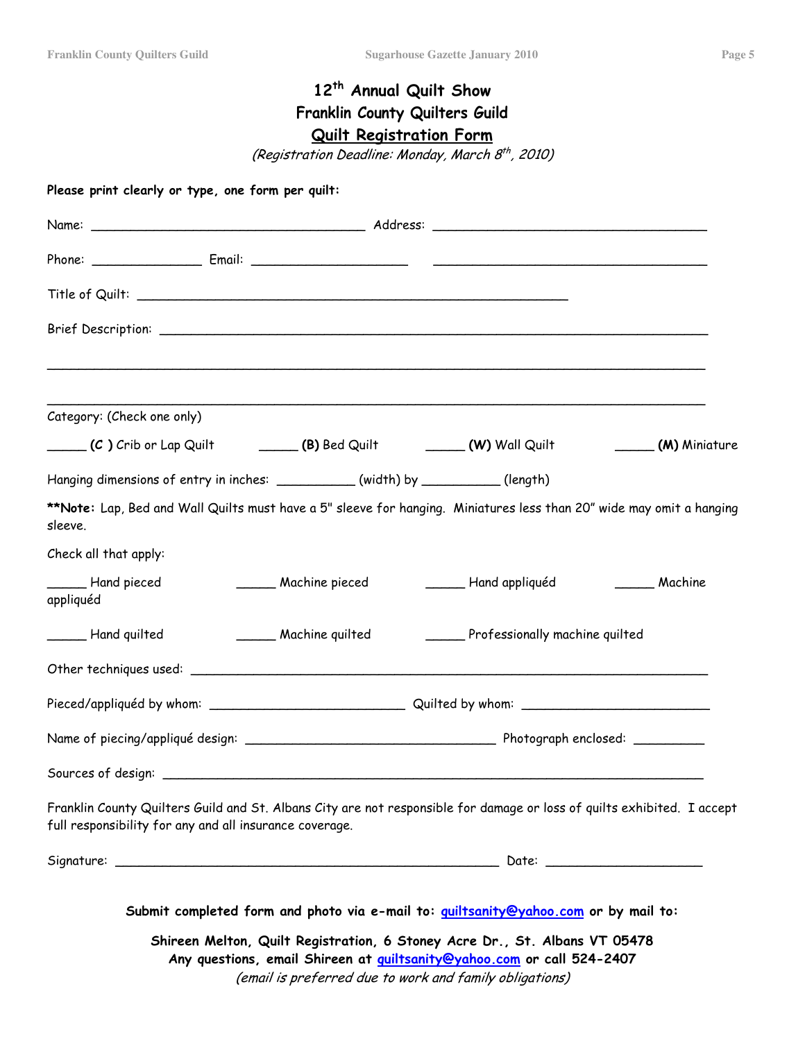# 12th Annual Quilt Show
# Franklin County Quilters Guild
## Quilt Registration Form

*(Registration Deadline: Monday, March 8th, 2010)*

**Please print clearly or type, one form per quilt:**

Name: ___________________________________ Address: ___________________________________

Phone: ______________ Email: ____________________ ___________________________________

Title of Quilt: _______________________________________________________

Brief Description: ___________________________________________________________________

___________________________________________________________________________________

___________________________________________________________________________________

Category: (Check one only)

_____ **(C )** Crib or Lap Quilt _____ **(B)** Bed Quilt _____ **(W)** Wall Quilt _____ **(M)** Miniature

Hanging dimensions of entry in inches: __________ (width) by __________ (length)

****Note:** Lap, Bed and Wall Quilts must have a 5" sleeve for hanging. Miniatures less than 20" wide may omit a hanging sleeve.

Check all that apply:

_____ Hand pieced _____ Machine pieced _____ Hand appliquéd _____ Machine appliquéd

_____ Hand quilted _____ Machine quilted _____ Professionally machine quilted

Other techniques used: _________________________________________________________________

Pieced/appliquéd by whom: _________________________ Quilted by whom: ________________________

Name of piecing/appliqué design: ________________________________ Photograph enclosed: _________

Sources of design: ____________________________________________________________________

Franklin County Quilters Guild and St. Albans City are not responsible for damage or loss of quilts exhibited. I accept full responsibility for any and all insurance coverage.

Signature: ________________________________________________ Date: ____________________

**Submit completed form and photo via e-mail to: quiltsanity@yahoo.com or by mail to:**

**Shireen Melton, Quilt Registration, 6 Stoney Acre Dr., St. Albans VT 05478**
**Any questions, email Shireen at quiltsanity@yahoo.com or call 524-2407**
*(email is preferred due to work and family obligations)*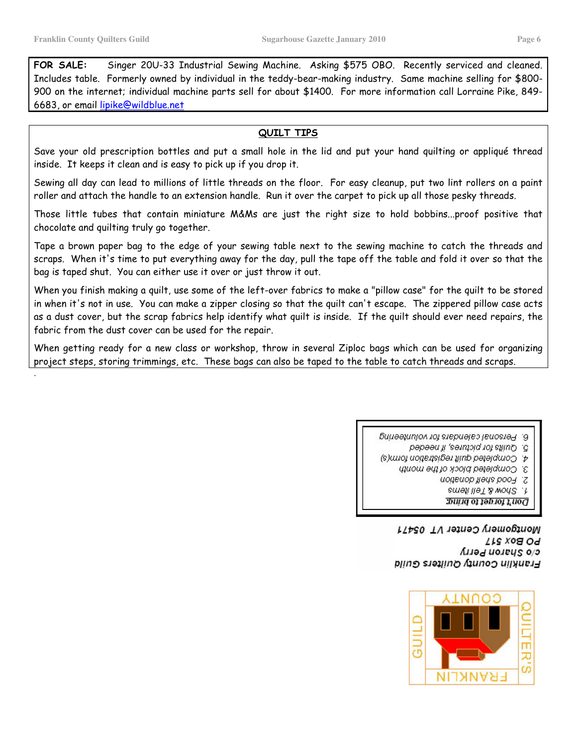**FOR SALE:** Singer 20U-33 Industrial Sewing Machine. Asking $575 OBO. Recently serviced and cleaned. Includes table. Formerly owned by individual in the teddy-bear-making industry. Same machine selling for $800-900 on the internet; individual machine parts sell for about $1400. For more information call Lorraine Pike, 849-6683, or email lipike@wildblue.net

## QUILT TIPS

Save your old prescription bottles and put a small hole in the lid and put your hand quilting or appliqué thread inside. It keeps it clean and is easy to pick up if you drop it.

Sewing all day can lead to millions of little threads on the floor. For easy cleanup, put two lint rollers on a paint roller and attach the handle to an extension handle. Run it over the carpet to pick up all those pesky threads.

Those little tubes that contain miniature M&Ms are just the right size to hold bobbins...proof positive that chocolate and quilting truly go together.

Tape a brown paper bag to the edge of your sewing table next to the sewing machine to catch the threads and scraps. When it's time to put everything away for the day, pull the tape off the table and fold it over so that the bag is taped shut. You can either use it over or just throw it out.

When you finish making a quilt, use some of the left-over fabrics to make a "pillow case" for the quilt to be stored in when it's not in use. You can make a zipper closing so that the quilt can't escape. The zippered pillow case acts as a dust cover, but the scrap fabrics help identify what quilt is inside. If the quilt should ever need repairs, the fabric from the dust cover can be used for the repair.

When getting ready for a new class or workshop, throw in several Ziploc bags which can be used for organizing project steps, storing trimmings, etc. These bags can also be taped to the table to catch threads and scraps.

**Don't forget to bring:**

1. Show & Tell items
2. Food shelf donation
3. Completed block of the month
4. Completed quilt registration form(s)
5. Quilts for pictures, if needed
6. Personal calendars for volunteering

Franklin County Quilters Guild
c/o Sharon Perry
PO Box 517
Montgomery Center VT 05471

FRANKLIN COUNTY QUILTER'S GUILD